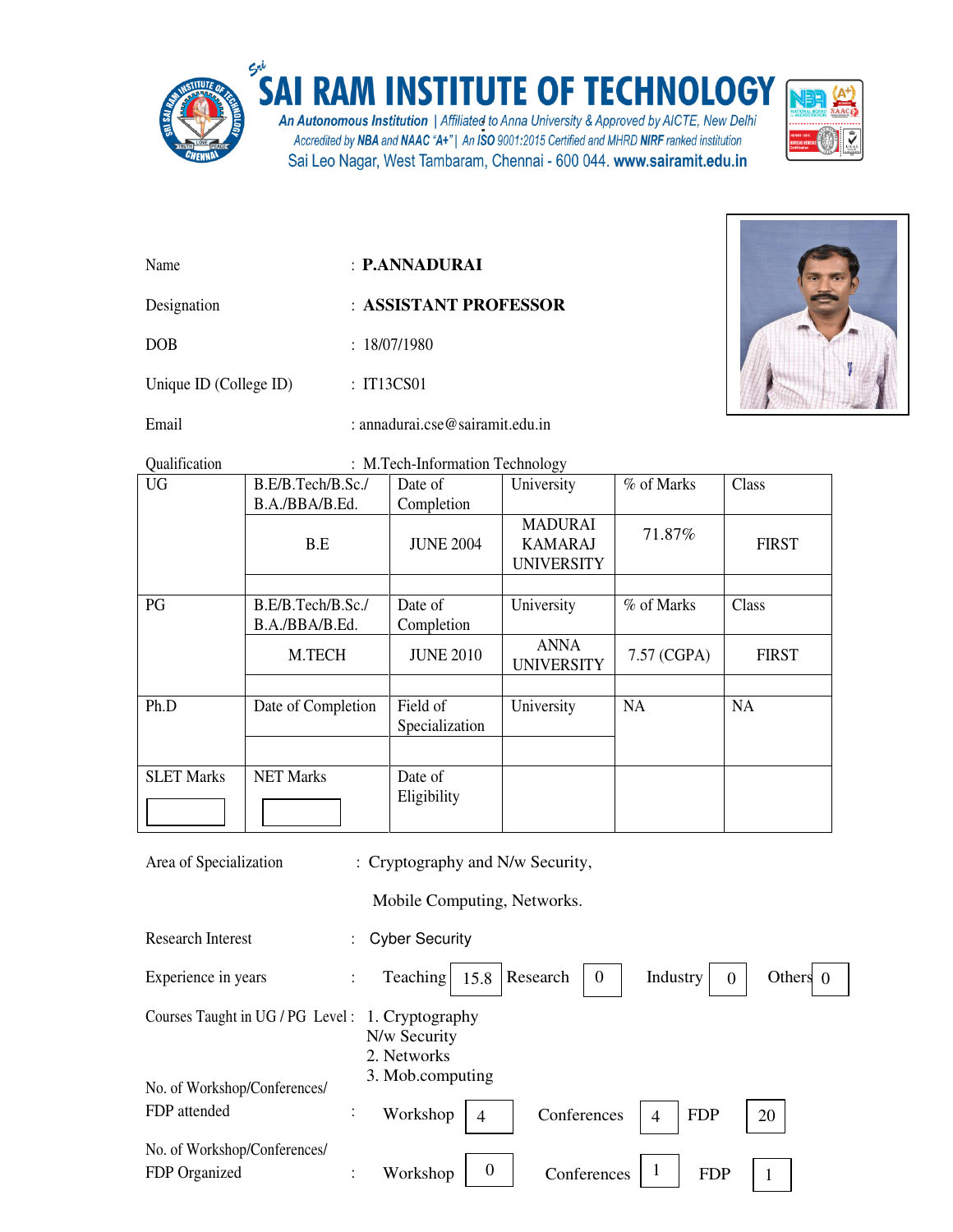# SAI RAM INSTITUTE OF TECHNOLOGY

*An Autonomous Institution | Affiliated to Anna University & Approved by AICTE, New Delhi*
*Accredited by NBA and NAAC "A+" | An ISO 9001:2015 Certified and MHRD NIRF ranked institution*
Sai Leo Nagar, West Tambaram, Chennai - 600 044. **www.sairamit.edu.in**

Name : **P.ANNADURAI**

Designation : **ASSISTANT PROFESSOR**

DOB : 18/07/1980

Unique ID (College ID) : IT13CS01

Email : annadurai.cse@sairamit.edu.in

Qualification : M.Tech-Information Technology

| UG | B.E/B.Tech/B.Sc./ B.A./BBA/B.Ed. | Date of Completion | University | % of Marks | Class |
|---|---|---|---|---|---|
| | B.E | JUNE 2004 | MADURAI KAMARAJ UNIVERSITY | 71.87% | FIRST |
| | | | | | |
| PG | B.E/B.Tech/B.Sc./ B.A./BBA/B.Ed. | Date of Completion | University | % of Marks | Class |
| | M.TECH | JUNE 2010 | ANNA UNIVERSITY | 7.57 (CGPA) | FIRST |
| | | | | | |
| Ph.D | Date of Completion | Field of Specialization | University | NA | NA |
| | | | | | |
| SLET Marks | NET Marks | Date of Eligibility | | | |

Area of Specialization : Cryptography and N/w Security, Mobile Computing, Networks.

Research Interest : Cyber Security

Experience in years : Teaching 15.8 Research 0 Industry 0 Others 0

Courses Taught in UG / PG Level :
1. Cryptography N/w Security
2. Networks
3. Mob.computing

No. of Workshop/Conferences/ FDP attended : Workshop 4 Conferences 4 FDP 20

No. of Workshop/Conferences/ FDP Organized : Workshop 0 Conferences 1 FDP 1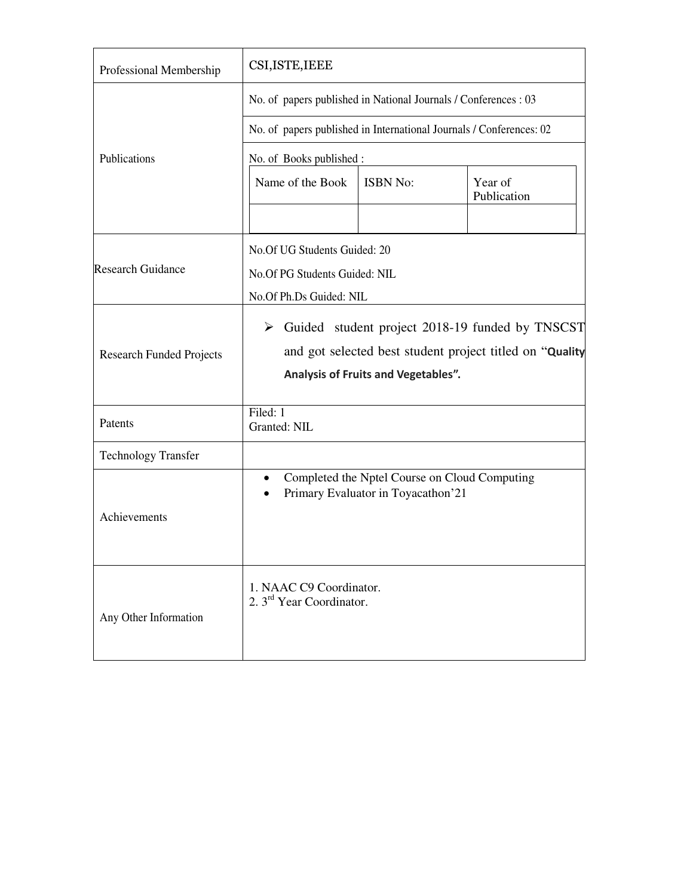| | |
|---|---|
| Professional Membership | CSI,ISTE,IEEE |
| Publications | No. of papers published in National Journals / Conferences : 03<br>No. of papers published in International Journals / Conferences: 02<br>No. of Books published : |

| Name of the Book | ISBN No: | Year of Publication |
|---|---|---|
| | | |

| | |
|---|---|
| Research Guidance | No.Of UG Students Guided: 20<br>No.Of PG Students Guided: NIL<br>No.Of Ph.Ds Guided: NIL |
| Research Funded Projects | ➢ Guided student project 2018-19 funded by TNSCST and got selected best student project titled on "**Quality Analysis of Fruits and Vegetables".** |
| Patents | Filed: 1<br>Granted: NIL |
| Technology Transfer | |
| Achievements | • Completed the Nptel Course on Cloud Computing<br>• Primary Evaluator in Toyacathon'21 |
| Any Other Information | 1. NAAC C9 Coordinator.<br>2. 3rd Year Coordinator. |